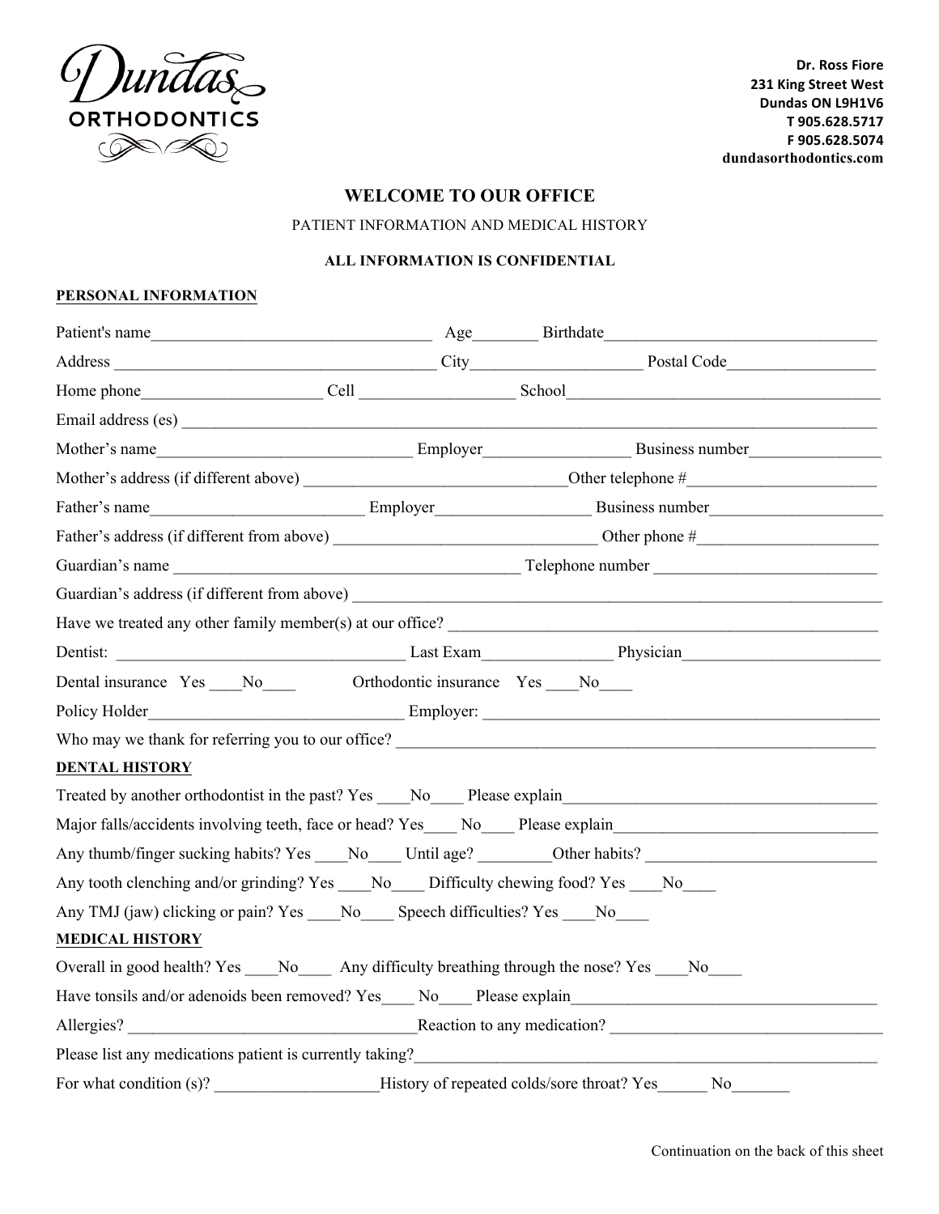Dundas ORTHODONTICS

**Dr. Ross Fiore**
**231 King Street West**
**Dundas ON L9H1V6**
**T 905.628.5717**
**F 905.628.5074**
**dundasorthodontics.com**

# WELCOME TO OUR OFFICE

PATIENT INFORMATION AND MEDICAL HISTORY

**ALL INFORMATION IS CONFIDENTIAL**

## PERSONAL INFORMATION

Patient's name__________________________________ Age________ Birthdate_________________________________

Address _______________________________________ City____________________ Postal Code__________________

Home phone_____________________ Cell __________________ School______________________________________

Email address (es) ______________________________________________________________________________

Mother's name_______________________________ Employer_________________ Business number________________

Mother's address (if different above) _______________________________Other telephone #_______________________

Father's name__________________________ Employer__________________ Business number_____________________

Father's address (if different from above) _______________________________ Other phone #______________________

Guardian's name __________________________________________ Telephone number ___________________________

Guardian's address (if different from above) ____________________________________________________________

Have we treated any other family member(s) at our office? __________________________________________________

Dentist: ___________________________________ Last Exam_______________ Physician________________________

Dental insurance Yes ____No____ Orthodontic insurance Yes ____No____

Policy Holder_______________________________ Employer: ________________________________________________

Who may we thank for referring you to our office? _______________________________________________________

## DENTAL HISTORY

Treated by another orthodontist in the past? Yes ____No____ Please explain_____________________________________

Major falls/accidents involving teeth, face or head? Yes____ No____ Please explain_______________________________

Any thumb/finger sucking habits? Yes ____No____ Until age? ________Other habits? ___________________________

Any tooth clenching and/or grinding? Yes ____No____ Difficulty chewing food? Yes ____No____

Any TMJ (jaw) clicking or pain? Yes ____No____ Speech difficulties? Yes ____No____

## MEDICAL HISTORY

Overall in good health? Yes ____No____ Any difficulty breathing through the nose? Yes ____No____

Have tonsils and/or adenoids been removed? Yes____ No____ Please explain____________________________________

Allergies? ___________________________________Reaction to any medication? _________________________________

Please list any medications patient is currently taking?_________________________________________________________

For what condition (s)? ___________________History of repeated colds/sore throat? Yes______ No_______

Continuation on the back of this sheet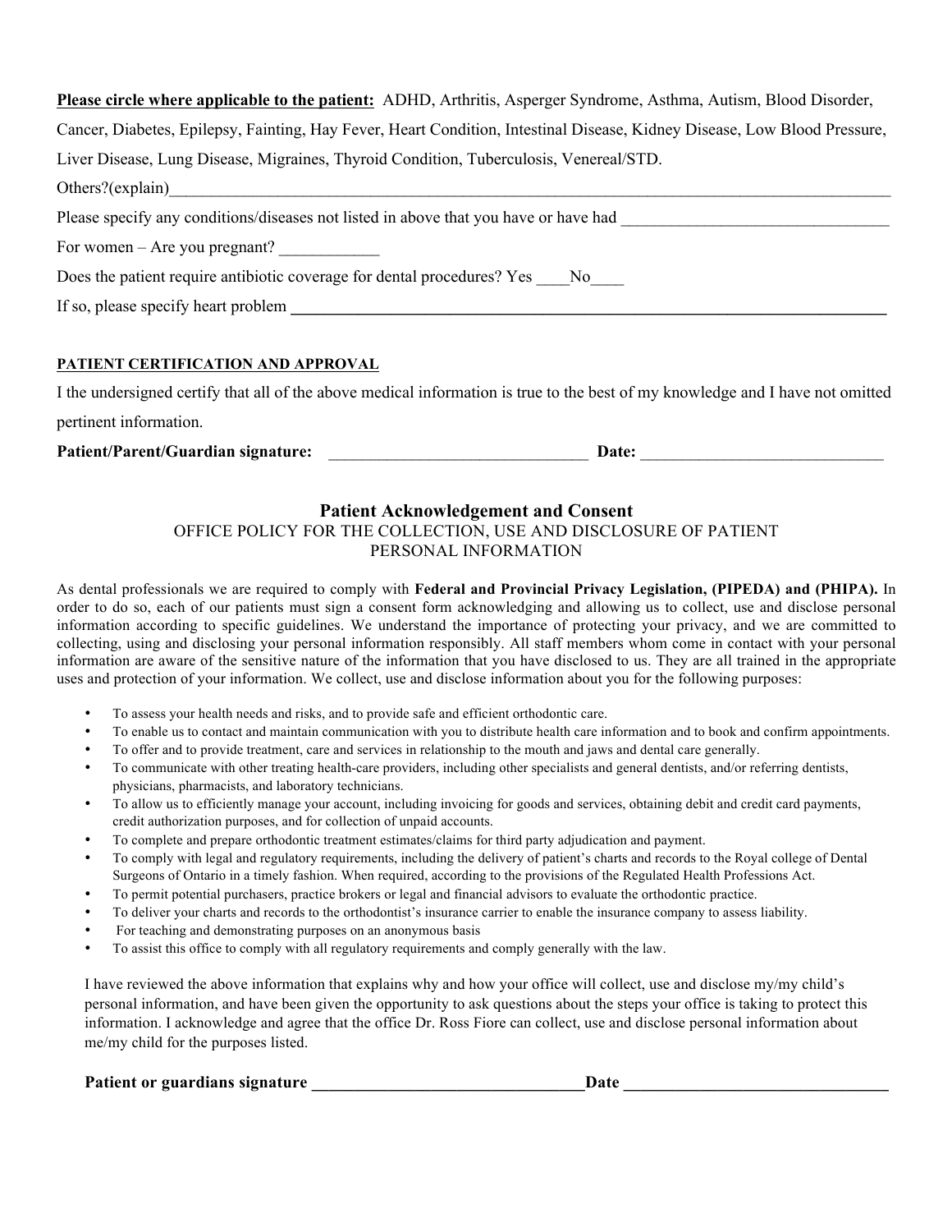**Please circle where applicable to the patient:** ADHD, Arthritis, Asperger Syndrome, Asthma, Autism, Blood Disorder, Cancer, Diabetes, Epilepsy, Fainting, Hay Fever, Heart Condition, Intestinal Disease, Kidney Disease, Low Blood Pressure, Liver Disease, Lung Disease, Migraines, Thyroid Condition, Tuberculosis, Venereal/STD.

Others?(explain)______________________________________________________________________________________

Please specify any conditions/diseases not listed in above that you have or have had ________________________________

For women – Are you pregnant? ____________

Does the patient require antibiotic coverage for dental procedures? Yes ____No____

If so, please specify heart problem **____________________________________________________________________________**

**PATIENT CERTIFICATION AND APPROVAL**

I the undersigned certify that all of the above medical information is true to the best of my knowledge and I have not omitted pertinent information.

**Patient/Parent/Guardian signature:** _______________________________ **Date:** _____________________________

## Patient Acknowledgement and Consent

### OFFICE POLICY FOR THE COLLECTION, USE AND DISCLOSURE OF PATIENT PERSONAL INFORMATION

As dental professionals we are required to comply with **Federal and Provincial Privacy Legislation, (PIPEDA) and (PHIPA).** In order to do so, each of our patients must sign a consent form acknowledging and allowing us to collect, use and disclose personal information according to specific guidelines. We understand the importance of protecting your privacy, and we are committed to collecting, using and disclosing your personal information responsibly. All staff members whom come in contact with your personal information are aware of the sensitive nature of the information that you have disclosed to us. They are all trained in the appropriate uses and protection of your information. We collect, use and disclose information about you for the following purposes:

- To assess your health needs and risks, and to provide safe and efficient orthodontic care.
- To enable us to contact and maintain communication with you to distribute health care information and to book and confirm appointments.
- To offer and to provide treatment, care and services in relationship to the mouth and jaws and dental care generally.
- To communicate with other treating health-care providers, including other specialists and general dentists, and/or referring dentists, physicians, pharmacists, and laboratory technicians.
- To allow us to efficiently manage your account, including invoicing for goods and services, obtaining debit and credit card payments, credit authorization purposes, and for collection of unpaid accounts.
- To complete and prepare orthodontic treatment estimates/claims for third party adjudication and payment.
- To comply with legal and regulatory requirements, including the delivery of patient's charts and records to the Royal college of Dental Surgeons of Ontario in a timely fashion. When required, according to the provisions of the Regulated Health Professions Act.
- To permit potential purchasers, practice brokers or legal and financial advisors to evaluate the orthodontic practice.
- To deliver your charts and records to the orthodontist's insurance carrier to enable the insurance company to assess liability.
- For teaching and demonstrating purposes on an anonymous basis
- To assist this office to comply with all regulatory requirements and comply generally with the law.

I have reviewed the above information that explains why and how your office will collect, use and disclose my/my child's personal information, and have been given the opportunity to ask questions about the steps your office is taking to protect this information. I acknowledge and agree that the office Dr. Ross Fiore can collect, use and disclose personal information about me/my child for the purposes listed.

**Patient or guardians signature ________________________________Date _______________________________**